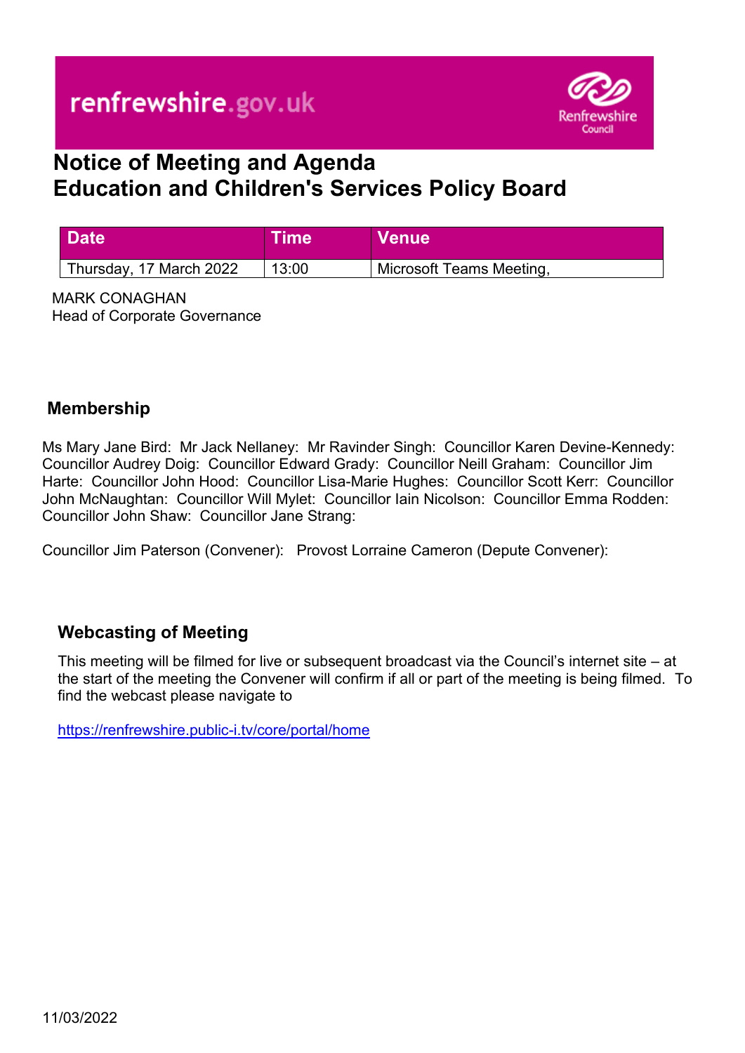renfrewshire.gov.uk

Renfrewshire Council

# Notice of Meeting and Agenda
# Education and Children's Services Policy Board

| Date | Time | Venue |
|---|---|---|
| Thursday, 17 March 2022 | 13:00 | Microsoft Teams Meeting, |

MARK CONAGHAN
Head of Corporate Governance

## Membership

Ms Mary Jane Bird: Mr Jack Nellaney: Mr Ravinder Singh: Councillor Karen Devine-Kennedy: Councillor Audrey Doig: Councillor Edward Grady: Councillor Neill Graham: Councillor Jim Harte: Councillor John Hood: Councillor Lisa-Marie Hughes: Councillor Scott Kerr: Councillor John McNaughtan: Councillor Will Mylet: Councillor Iain Nicolson: Councillor Emma Rodden: Councillor John Shaw: Councillor Jane Strang:

Councillor Jim Paterson (Convener): Provost Lorraine Cameron (Depute Convener):

## Webcasting of Meeting

This meeting will be filmed for live or subsequent broadcast via the Council's internet site – at the start of the meeting the Convener will confirm if all or part of the meeting is being filmed. To find the webcast please navigate to

https://renfrewshire.public-i.tv/core/portal/home

11/03/2022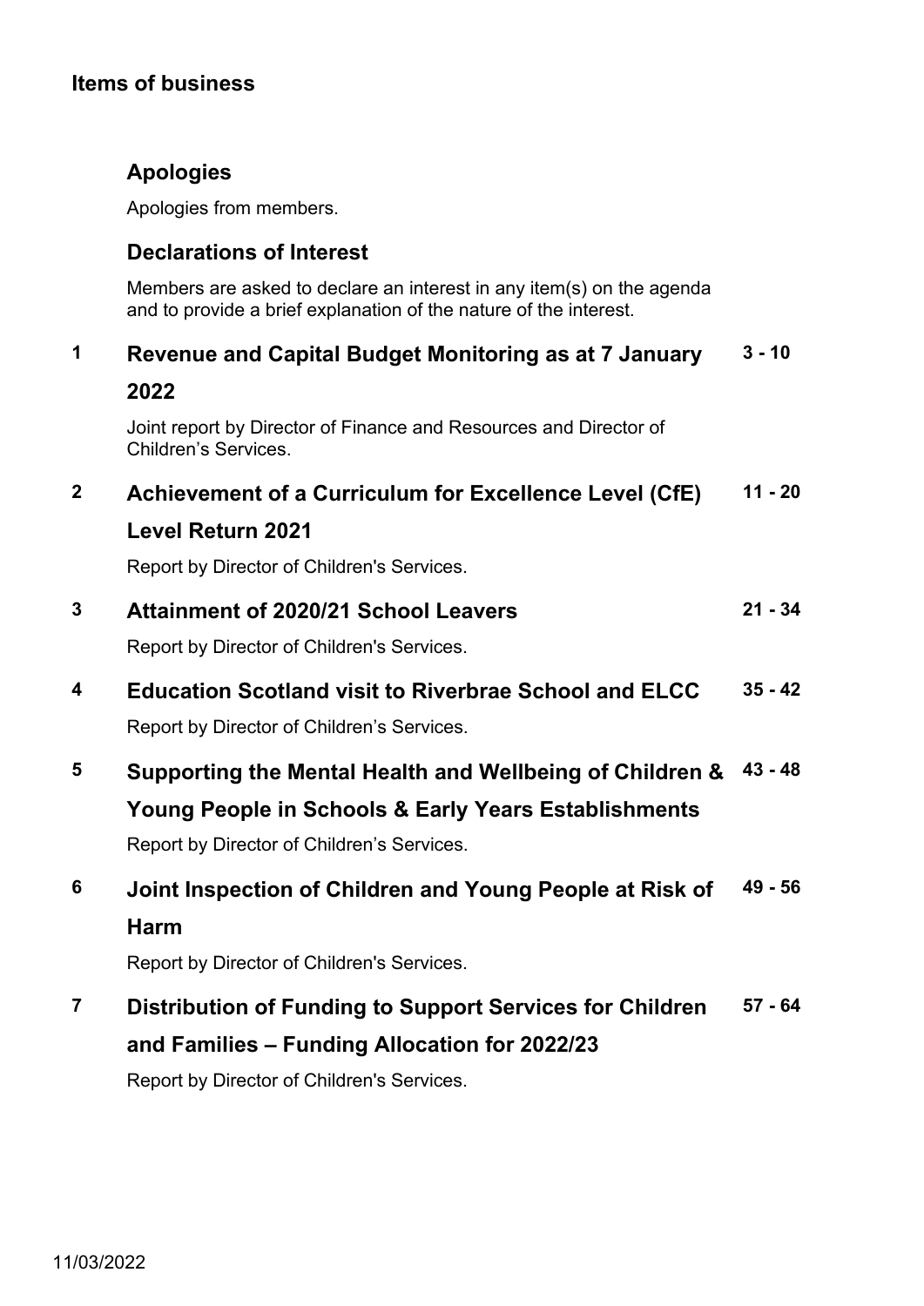## Items of business

### Apologies

Apologies from members.

### Declarations of Interest

Members are asked to declare an interest in any item(s) on the agenda and to provide a brief explanation of the nature of the interest.

| | | |
|---|---|---|
| **1** | **Revenue and Capital Budget Monitoring as at 7 January 2022**<br>Joint report by Director of Finance and Resources and Director of Children's Services. | **3 - 10** |
| **2** | **Achievement of a Curriculum for Excellence Level (CfE) Level Return 2021**<br>Report by Director of Children's Services. | **11 - 20** |
| **3** | **Attainment of 2020/21 School Leavers**<br>Report by Director of Children's Services. | **21 - 34** |
| **4** | **Education Scotland visit to Riverbrae School and ELCC**<br>Report by Director of Children's Services. | **35 - 42** |
| **5** | **Supporting the Mental Health and Wellbeing of Children & Young People in Schools & Early Years Establishments**<br>Report by Director of Children's Services. | **43 - 48** |
| **6** | **Joint Inspection of Children and Young People at Risk of Harm**<br>Report by Director of Children's Services. | **49 - 56** |
| **7** | **Distribution of Funding to Support Services for Children and Families – Funding Allocation for 2022/23**<br>Report by Director of Children's Services. | **57 - 64** |

11/03/2022